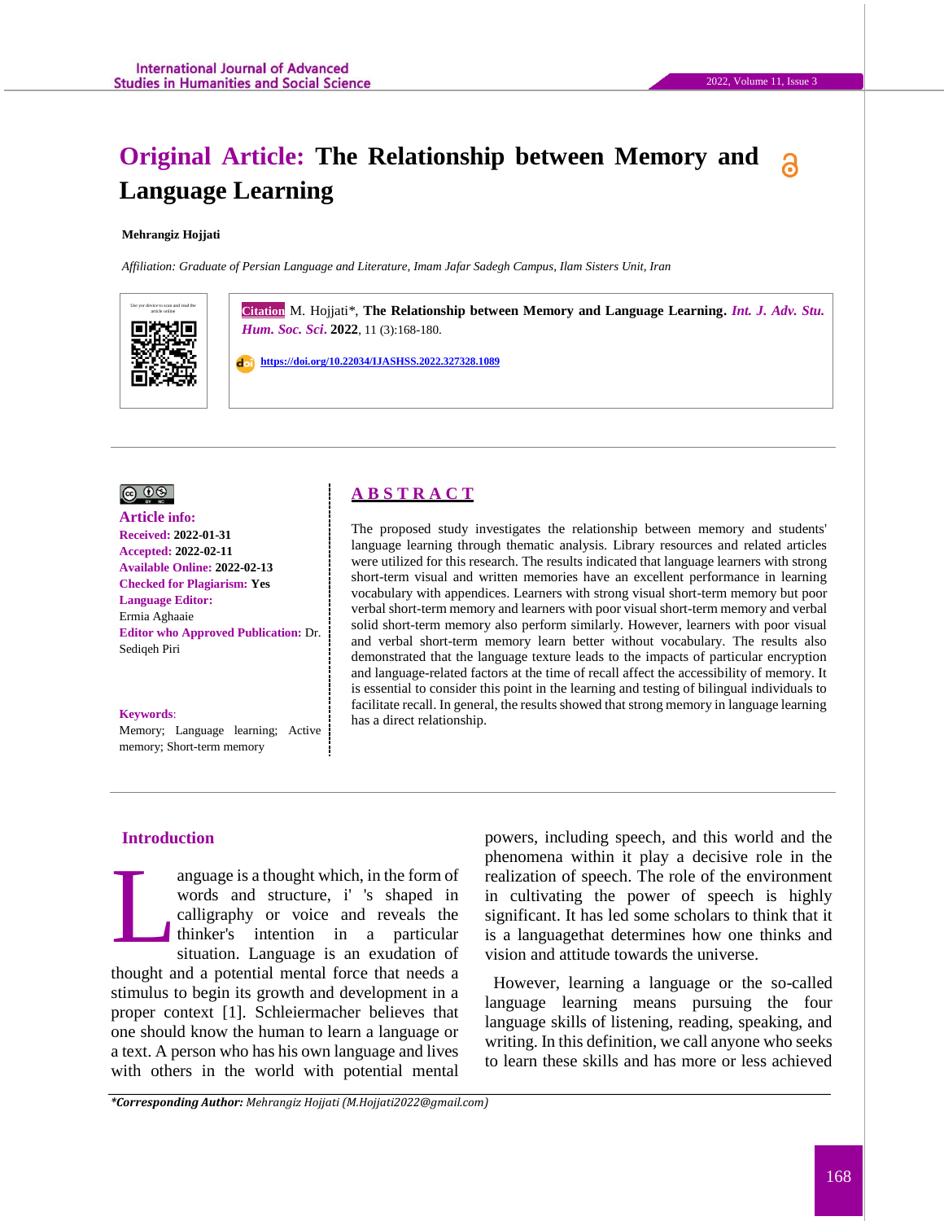# Original Article: The Relationship between Memory and Language Learning

**Mehrangiz Hojjati**

*Affiliation: Graduate of Persian Language and Literature, Imam Jafar Sadegh Campus, Ilam Sisters Unit, Iran*

Use your device to scan and read the article online

**Citation** M. Hojjati*, **The Relationship between Memory and Language Learning.** *Int. J. Adv. Stu. Hum. Soc. Sci.* **2022**, 11 (3):168-180.

https://doi.org/10.22034/IJASHSS.2022.327328.1089

**Article info:**
**Received:** 2022-01-31
**Accepted:** 2022-02-11
**Available Online:** 2022-02-13
**Checked for Plagiarism:** Yes
**Language Editor:** Ermia Aghaaie
**Editor who Approved Publication:** Dr. Sediqeh Piri

**Keywords**: Memory; Language learning; Active memory; Short-term memory

## ABSTRACT

The proposed study investigates the relationship between memory and students' language learning through thematic analysis. Library resources and related articles were utilized for this research. The results indicated that language learners with strong short-term visual and written memories have an excellent performance in learning vocabulary with appendices. Learners with strong visual short-term memory but poor verbal short-term memory and learners with poor visual short-term memory and verbal solid short-term memory also perform similarly. However, learners with poor visual and verbal short-term memory learn better without vocabulary. The results also demonstrated that the language texture leads to the impacts of particular encryption and language-related factors at the time of recall affect the accessibility of memory. It is essential to consider this point in the learning and testing of bilingual individuals to facilitate recall. In general, the results showed that strong memory in language learning has a direct relationship.

## Introduction

Language is a thought which, in the form of words and structure, i' 's shaped in calligraphy or voice and reveals the thinker's intention in a particular situation. Language is an exudation of thought and a potential mental force that needs a stimulus to begin its growth and development in a proper context [1]. Schleiermacher believes that one should know the human to learn a language or a text. A person who has his own language and lives with others in the world with potential mental powers, including speech, and this world and the phenomena within it play a decisive role in the realization of speech. The role of the environment in cultivating the power of speech is highly significant. It has led some scholars to think that it is a languagethat determines how one thinks and vision and attitude towards the universe.

However, learning a language or the so-called language learning means pursuing the four language skills of listening, reading, speaking, and writing. In this definition, we call anyone who seeks to learn these skills and has more or less achieved

**\*Corresponding Author:** *Mehrangiz Hojjati (M.Hojjati2022@gmail.com)*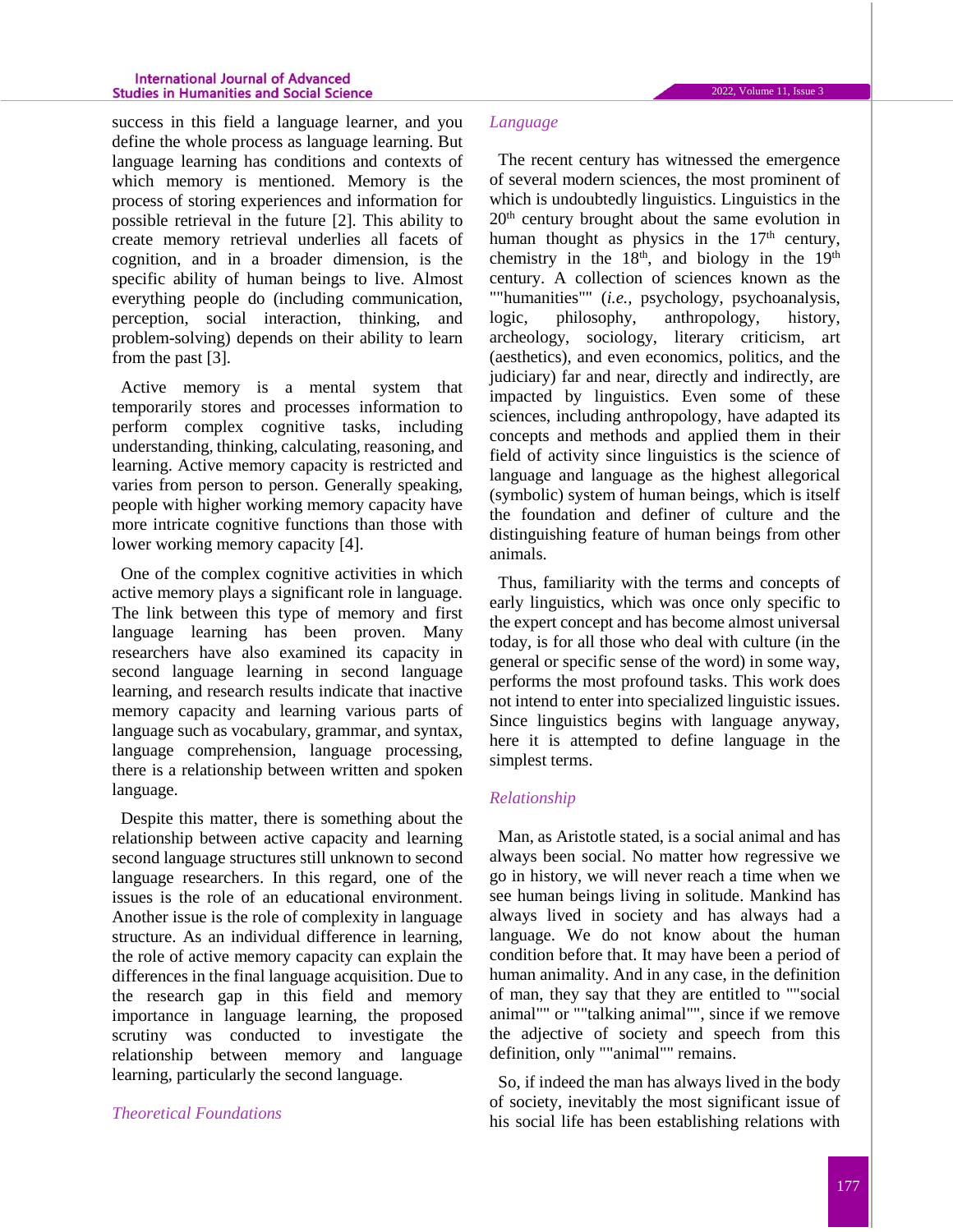success in this field a language learner, and you define the whole process as language learning. But language learning has conditions and contexts of which memory is mentioned. Memory is the process of storing experiences and information for possible retrieval in the future [2]. This ability to create memory retrieval underlies all facets of cognition, and in a broader dimension, is the specific ability of human beings to live. Almost everything people do (including communication, perception, social interaction, thinking, and problem-solving) depends on their ability to learn from the past [3].

Active memory is a mental system that temporarily stores and processes information to perform complex cognitive tasks, including understanding, thinking, calculating, reasoning, and learning. Active memory capacity is restricted and varies from person to person. Generally speaking, people with higher working memory capacity have more intricate cognitive functions than those with lower working memory capacity [4].

One of the complex cognitive activities in which active memory plays a significant role in language. The link between this type of memory and first language learning has been proven. Many researchers have also examined its capacity in second language learning in second language learning, and research results indicate that inactive memory capacity and learning various parts of language such as vocabulary, grammar, and syntax, language comprehension, language processing, there is a relationship between written and spoken language.

Despite this matter, there is something about the relationship between active capacity and learning second language structures still unknown to second language researchers. In this regard, one of the issues is the role of an educational environment. Another issue is the role of complexity in language structure. As an individual difference in learning, the role of active memory capacity can explain the differences in the final language acquisition. Due to the research gap in this field and memory importance in language learning, the proposed scrutiny was conducted to investigate the relationship between memory and language learning, particularly the second language.

## *Theoretical Foundations*

### *Language*

The recent century has witnessed the emergence of several modern sciences, the most prominent of which is undoubtedly linguistics. Linguistics in the 20th century brought about the same evolution in human thought as physics in the 17th century, chemistry in the 18th, and biology in the 19th century. A collection of sciences known as the ""humanities"" (*i.e.,* psychology, psychoanalysis, logic, philosophy, anthropology, history, archeology, sociology, literary criticism, art (aesthetics), and even economics, politics, and the judiciary) far and near, directly and indirectly, are impacted by linguistics. Even some of these sciences, including anthropology, have adapted its concepts and methods and applied them in their field of activity since linguistics is the science of language and language as the highest allegorical (symbolic) system of human beings, which is itself the foundation and definer of culture and the distinguishing feature of human beings from other animals.

Thus, familiarity with the terms and concepts of early linguistics, which was once only specific to the expert concept and has become almost universal today, is for all those who deal with culture (in the general or specific sense of the word) in some way, performs the most profound tasks. This work does not intend to enter into specialized linguistic issues. Since linguistics begins with language anyway, here it is attempted to define language in the simplest terms.

### *Relationship*

Man, as Aristotle stated, is a social animal and has always been social. No matter how regressive we go in history, we will never reach a time when we see human beings living in solitude. Mankind has always lived in society and has always had a language. We do not know about the human condition before that. It may have been a period of human animality. And in any case, in the definition of man, they say that they are entitled to ""social animal"" or ""talking animal"", since if we remove the adjective of society and speech from this definition, only ""animal"" remains.

So, if indeed the man has always lived in the body of society, inevitably the most significant issue of his social life has been establishing relations with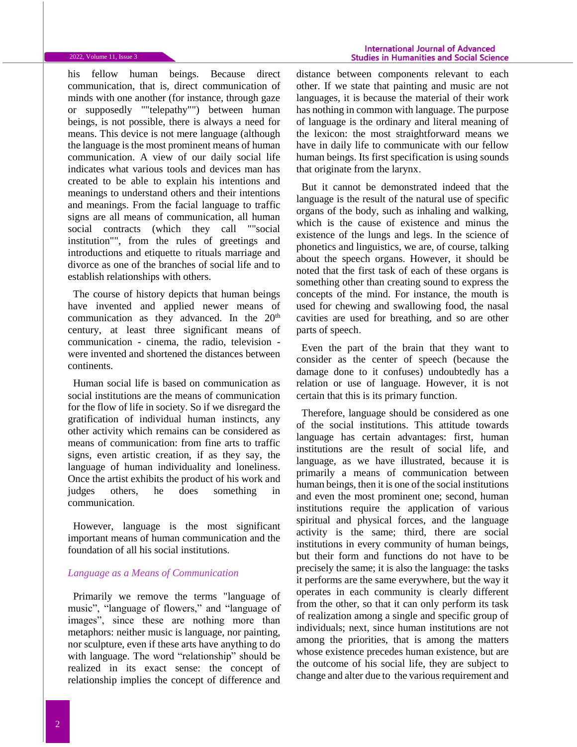his fellow human beings. Because direct communication, that is, direct communication of minds with one another (for instance, through gaze or supposedly ""telepathy"") between human beings, is not possible, there is always a need for means. This device is not mere language (although the language is the most prominent means of human communication. A view of our daily social life indicates what various tools and devices man has created to be able to explain his intentions and meanings to understand others and their intentions and meanings. From the facial language to traffic signs are all means of communication, all human social contracts (which they call ""social institution"", from the rules of greetings and introductions and etiquette to rituals marriage and divorce as one of the branches of social life and to establish relationships with others.

The course of history depicts that human beings have invented and applied newer means of communication as they advanced. In the 20th century, at least three significant means of communication - cinema, the radio, television - were invented and shortened the distances between continents.

Human social life is based on communication as social institutions are the means of communication for the flow of life in society. So if we disregard the gratification of individual human instincts, any other activity which remains can be considered as means of communication: from fine arts to traffic signs, even artistic creation, if as they say, the language of human individuality and loneliness. Once the artist exhibits the product of his work and judges others, he does something in communication.

However, language is the most significant important means of human communication and the foundation of all his social institutions.

### *Language as a Means of Communication*

Primarily we remove the terms "language of music", "language of flowers," and "language of images", since these are nothing more than metaphors: neither music is language, nor painting, nor sculpture, even if these arts have anything to do with language. The word "relationship" should be realized in its exact sense: the concept of relationship implies the concept of difference and distance between components relevant to each other. If we state that painting and music are not languages, it is because the material of their work has nothing in common with language. The purpose of language is the ordinary and literal meaning of the lexicon: the most straightforward means we have in daily life to communicate with our fellow human beings. Its first specification is using sounds that originate from the larynx.

But it cannot be demonstrated indeed that the language is the result of the natural use of specific organs of the body, such as inhaling and walking, which is the cause of existence and minus the existence of the lungs and legs. In the science of phonetics and linguistics, we are, of course, talking about the speech organs. However, it should be noted that the first task of each of these organs is something other than creating sound to express the concepts of the mind. For instance, the mouth is used for chewing and swallowing food, the nasal cavities are used for breathing, and so are other parts of speech.

Even the part of the brain that they want to consider as the center of speech (because the damage done to it confuses) undoubtedly has a relation or use of language. However, it is not certain that this is its primary function.

Therefore, language should be considered as one of the social institutions. This attitude towards language has certain advantages: first, human institutions are the result of social life, and language, as we have illustrated, because it is primarily a means of communication between human beings, then it is one of the social institutions and even the most prominent one; second, human institutions require the application of various spiritual and physical forces, and the language activity is the same; third, there are social institutions in every community of human beings, but their form and functions do not have to be precisely the same; it is also the language: the tasks it performs are the same everywhere, but the way it operates in each community is clearly different from the other, so that it can only perform its task of realization among a single and specific group of individuals; next, since human institutions are not among the priorities, that is among the matters whose existence precedes human existence, but are the outcome of his social life, they are subject to change and alter due to the various requirement and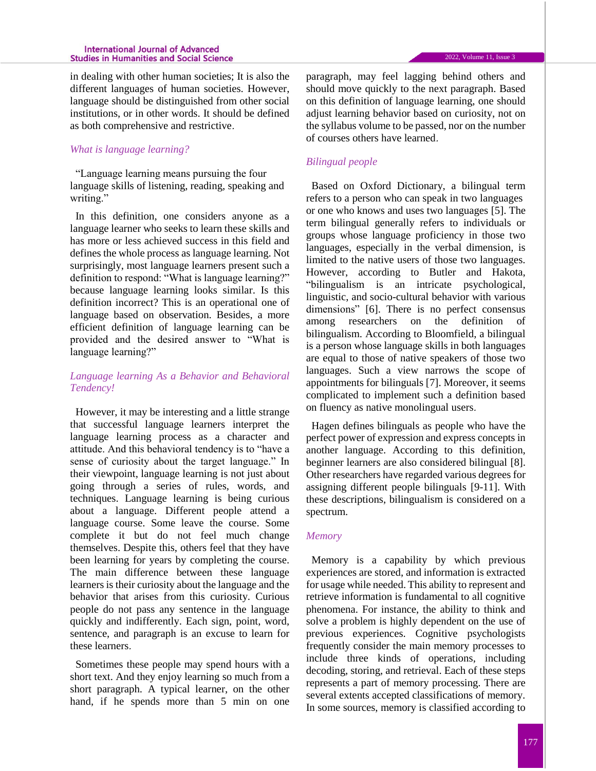in dealing with other human societies; It is also the different languages of human societies. However, language should be distinguished from other social institutions, or in other words. It should be defined as both comprehensive and restrictive.

### *What is language learning?*

"Language learning means pursuing the four language skills of listening, reading, speaking and writing."

In this definition, one considers anyone as a language learner who seeks to learn these skills and has more or less achieved success in this field and defines the whole process as language learning. Not surprisingly, most language learners present such a definition to respond: "What is language learning?" because language learning looks similar. Is this definition incorrect? This is an operational one of language based on observation. Besides, a more efficient definition of language learning can be provided and the desired answer to "What is language learning?"

### *Language learning As a Behavior and Behavioral Tendency!*

However, it may be interesting and a little strange that successful language learners interpret the language learning process as a character and attitude. And this behavioral tendency is to "have a sense of curiosity about the target language." In their viewpoint, language learning is not just about going through a series of rules, words, and techniques. Language learning is being curious about a language. Different people attend a language course. Some leave the course. Some complete it but do not feel much change themselves. Despite this, others feel that they have been learning for years by completing the course. The main difference between these language learners is their curiosity about the language and the behavior that arises from this curiosity. Curious people do not pass any sentence in the language quickly and indifferently. Each sign, point, word, sentence, and paragraph is an excuse to learn for these learners.

Sometimes these people may spend hours with a short text. And they enjoy learning so much from a short paragraph. A typical learner, on the other hand, if he spends more than 5 min on one paragraph, may feel lagging behind others and should move quickly to the next paragraph. Based on this definition of language learning, one should adjust learning behavior based on curiosity, not on the syllabus volume to be passed, nor on the number of courses others have learned.

### *Bilingual people*

Based on Oxford Dictionary, a bilingual term refers to a person who can speak in two languages or one who knows and uses two languages [5]. The term bilingual generally refers to individuals or groups whose language proficiency in those two languages, especially in the verbal dimension, is limited to the native users of those two languages. However, according to Butler and Hakota, "bilingualism is an intricate psychological, linguistic, and socio-cultural behavior with various dimensions" [6]. There is no perfect consensus among researchers on the definition of bilingualism. According to Bloomfield, a bilingual is a person whose language skills in both languages are equal to those of native speakers of those two languages. Such a view narrows the scope of appointments for bilinguals [7]. Moreover, it seems complicated to implement such a definition based on fluency as native monolingual users.

Hagen defines bilinguals as people who have the perfect power of expression and express concepts in another language. According to this definition, beginner learners are also considered bilingual [8]. Other researchers have regarded various degrees for assigning different people bilinguals [9-11]. With these descriptions, bilingualism is considered on a spectrum.

### *Memory*

Memory is a capability by which previous experiences are stored, and information is extracted for usage while needed. This ability to represent and retrieve information is fundamental to all cognitive phenomena. For instance, the ability to think and solve a problem is highly dependent on the use of previous experiences. Cognitive psychologists frequently consider the main memory processes to include three kinds of operations, including decoding, storing, and retrieval. Each of these steps represents a part of memory processing. There are several extents accepted classifications of memory. In some sources, memory is classified according to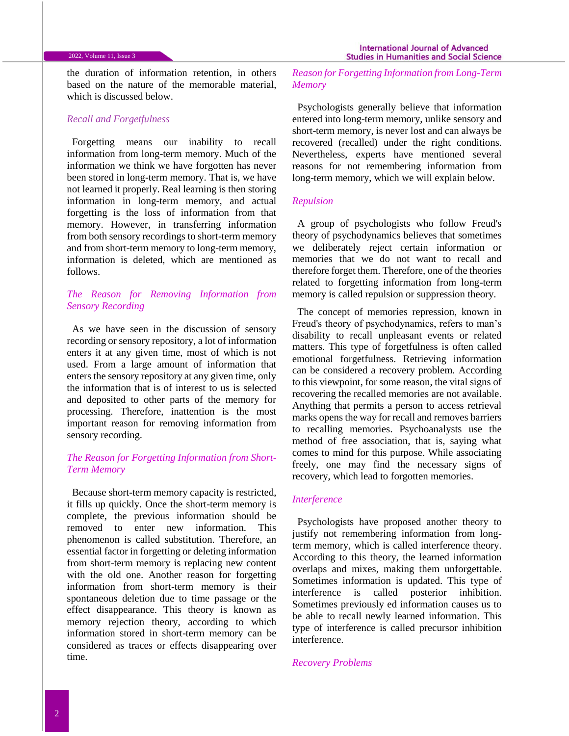the duration of information retention, in others based on the nature of the memorable material, which is discussed below.

### *Recall and Forgetfulness*

Forgetting means our inability to recall information from long-term memory. Much of the information we think we have forgotten has never been stored in long-term memory. That is, we have not learned it properly. Real learning is then storing information in long-term memory, and actual forgetting is the loss of information from that memory. However, in transferring information from both sensory recordings to short-term memory and from short-term memory to long-term memory, information is deleted, which are mentioned as follows.

### *The Reason for Removing Information from Sensory Recording*

As we have seen in the discussion of sensory recording or sensory repository, a lot of information enters it at any given time, most of which is not used. From a large amount of information that enters the sensory repository at any given time, only the information that is of interest to us is selected and deposited to other parts of the memory for processing. Therefore, inattention is the most important reason for removing information from sensory recording.

### *The Reason for Forgetting Information from Short-Term Memory*

Because short-term memory capacity is restricted, it fills up quickly. Once the short-term memory is complete, the previous information should be removed to enter new information. This phenomenon is called substitution. Therefore, an essential factor in forgetting or deleting information from short-term memory is replacing new content with the old one. Another reason for forgetting information from short-term memory is their spontaneous deletion due to time passage or the effect disappearance. This theory is known as memory rejection theory, according to which information stored in short-term memory can be considered as traces or effects disappearing over time.

### *Reason for Forgetting Information from Long-Term Memory*

Psychologists generally believe that information entered into long-term memory, unlike sensory and short-term memory, is never lost and can always be recovered (recalled) under the right conditions. Nevertheless, experts have mentioned several reasons for not remembering information from long-term memory, which we will explain below.

### *Repulsion*

A group of psychologists who follow Freud's theory of psychodynamics believes that sometimes we deliberately reject certain information or memories that we do not want to recall and therefore forget them. Therefore, one of the theories related to forgetting information from long-term memory is called repulsion or suppression theory.

The concept of memories repression, known in Freud's theory of psychodynamics, refers to man's disability to recall unpleasant events or related matters. This type of forgetfulness is often called emotional forgetfulness. Retrieving information can be considered a recovery problem. According to this viewpoint, for some reason, the vital signs of recovering the recalled memories are not available. Anything that permits a person to access retrieval marks opens the way for recall and removes barriers to recalling memories. Psychoanalysts use the method of free association, that is, saying what comes to mind for this purpose. While associating freely, one may find the necessary signs of recovery, which lead to forgotten memories.

### *Interference*

Psychologists have proposed another theory to justify not remembering information from long-term memory, which is called interference theory. According to this theory, the learned information overlaps and mixes, making them unforgettable. Sometimes information is updated. This type of interference is called posterior inhibition. Sometimes previously ed information causes us to be able to recall newly learned information. This type of interference is called precursor inhibition interference.

### *Recovery Problems*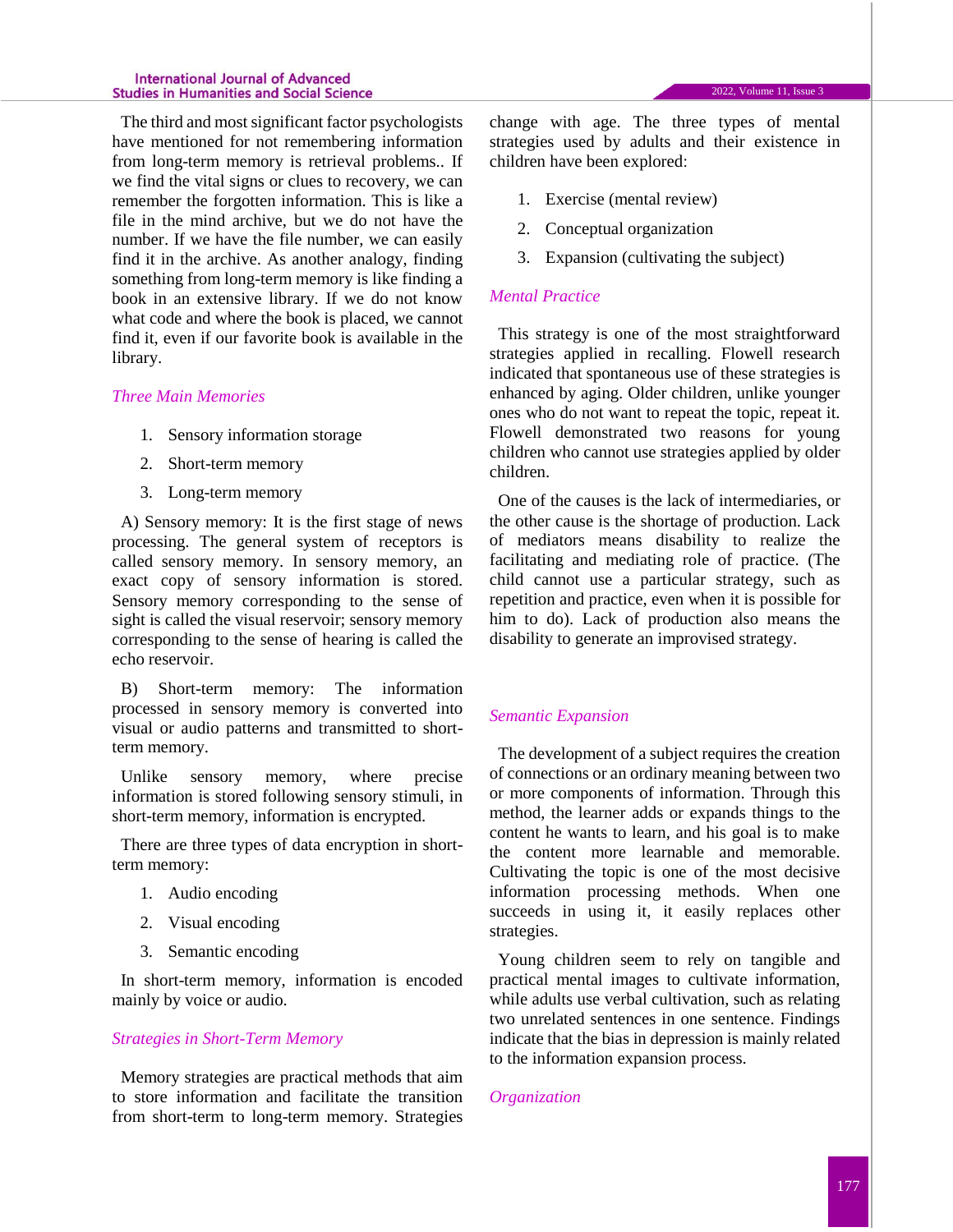The third and most significant factor psychologists have mentioned for not remembering information from long-term memory is retrieval problems.. If we find the vital signs or clues to recovery, we can remember the forgotten information. This is like a file in the mind archive, but we do not have the number. If we have the file number, we can easily find it in the archive. As another analogy, finding something from long-term memory is like finding a book in an extensive library. If we do not know what code and where the book is placed, we cannot find it, even if our favorite book is available in the library.

### *Three Main Memories*

1. Sensory information storage
2. Short-term memory
3. Long-term memory

A) Sensory memory: It is the first stage of news processing. The general system of receptors is called sensory memory. In sensory memory, an exact copy of sensory information is stored. Sensory memory corresponding to the sense of sight is called the visual reservoir; sensory memory corresponding to the sense of hearing is called the echo reservoir.

B) Short-term memory: The information processed in sensory memory is converted into visual or audio patterns and transmitted to short-term memory.

Unlike sensory memory, where precise information is stored following sensory stimuli, in short-term memory, information is encrypted.

There are three types of data encryption in short-term memory:

1. Audio encoding
2. Visual encoding
3. Semantic encoding

In short-term memory, information is encoded mainly by voice or audio.

### *Strategies in Short-Term Memory*

Memory strategies are practical methods that aim to store information and facilitate the transition from short-term to long-term memory. Strategies change with age. The three types of mental strategies used by adults and their existence in children have been explored:

1. Exercise (mental review)
2. Conceptual organization
3. Expansion (cultivating the subject)

### *Mental Practice*

This strategy is one of the most straightforward strategies applied in recalling. Flowell research indicated that spontaneous use of these strategies is enhanced by aging. Older children, unlike younger ones who do not want to repeat the topic, repeat it. Flowell demonstrated two reasons for young children who cannot use strategies applied by older children.

One of the causes is the lack of intermediaries, or the other cause is the shortage of production. Lack of mediators means disability to realize the facilitating and mediating role of practice. (The child cannot use a particular strategy, such as repetition and practice, even when it is possible for him to do). Lack of production also means the disability to generate an improvised strategy.

### *Semantic Expansion*

The development of a subject requires the creation of connections or an ordinary meaning between two or more components of information. Through this method, the learner adds or expands things to the content he wants to learn, and his goal is to make the content more learnable and memorable. Cultivating the topic is one of the most decisive information processing methods. When one succeeds in using it, it easily replaces other strategies.

Young children seem to rely on tangible and practical mental images to cultivate information, while adults use verbal cultivation, such as relating two unrelated sentences in one sentence. Findings indicate that the bias in depression is mainly related to the information expansion process.

### *Organization*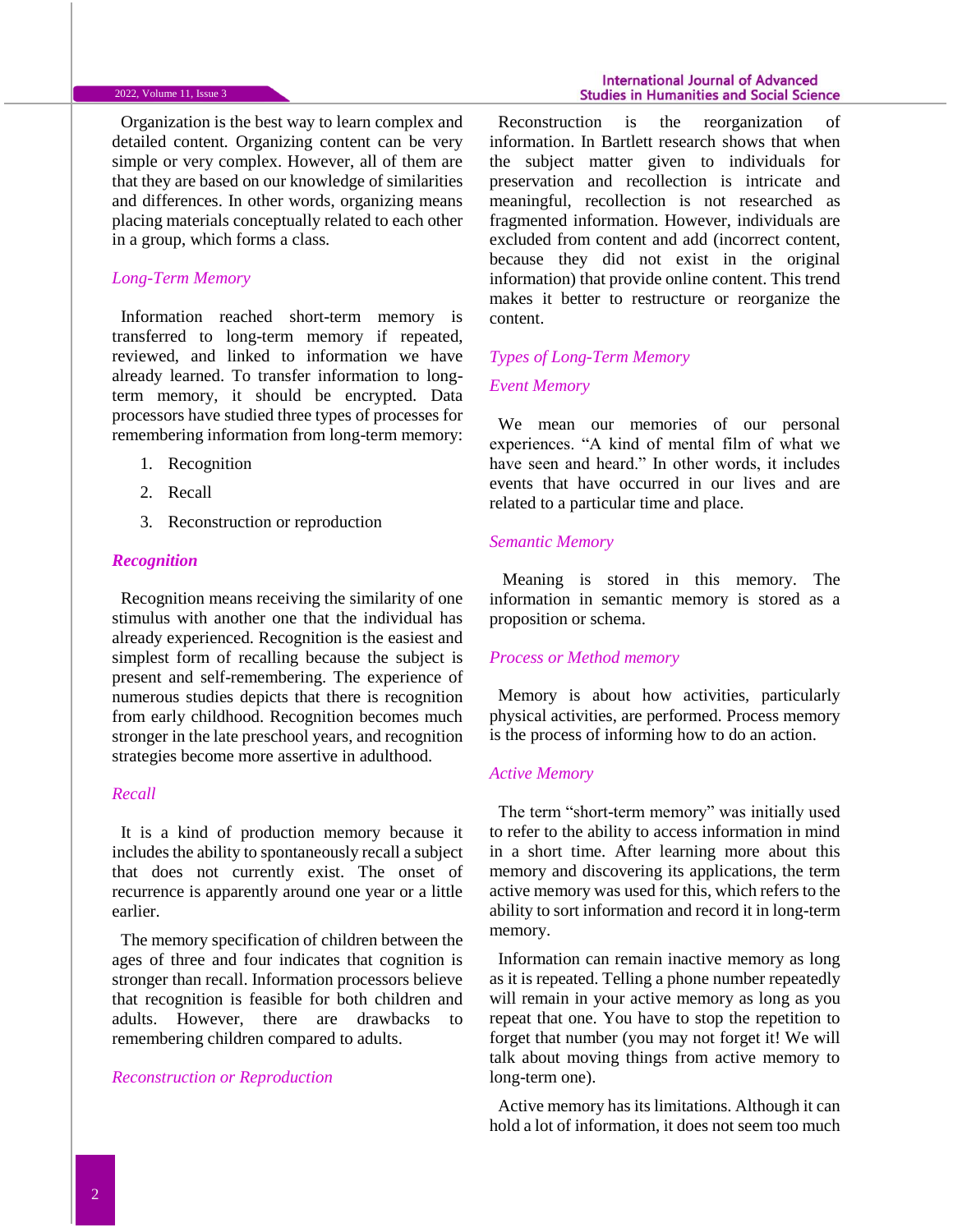Organization is the best way to learn complex and detailed content. Organizing content can be very simple or very complex. However, all of them are that they are based on our knowledge of similarities and differences. In other words, organizing means placing materials conceptually related to each other in a group, which forms a class.

### *Long-Term Memory*

Information reached short-term memory is transferred to long-term memory if repeated, reviewed, and linked to information we have already learned. To transfer information to long-term memory, it should be encrypted. Data processors have studied three types of processes for remembering information from long-term memory:

1. Recognition
2. Recall
3. Reconstruction or reproduction

### ***Recognition***

Recognition means receiving the similarity of one stimulus with another one that the individual has already experienced. Recognition is the easiest and simplest form of recalling because the subject is present and self-remembering. The experience of numerous studies depicts that there is recognition from early childhood. Recognition becomes much stronger in the late preschool years, and recognition strategies become more assertive in adulthood.

### *Recall*

It is a kind of production memory because it includes the ability to spontaneously recall a subject that does not currently exist. The onset of recurrence is apparently around one year or a little earlier.

The memory specification of children between the ages of three and four indicates that cognition is stronger than recall. Information processors believe that recognition is feasible for both children and adults. However, there are drawbacks to remembering children compared to adults.

### *Reconstruction or Reproduction*

Reconstruction is the reorganization of information. In Bartlett research shows that when the subject matter given to individuals for preservation and recollection is intricate and meaningful, recollection is not researched as fragmented information. However, individuals are excluded from content and add (incorrect content, because they did not exist in the original information) that provide online content. This trend makes it better to restructure or reorganize the content.

### *Types of Long-Term Memory*

### *Event Memory*

We mean our memories of our personal experiences. "A kind of mental film of what we have seen and heard." In other words, it includes events that have occurred in our lives and are related to a particular time and place.

### *Semantic Memory*

Meaning is stored in this memory. The information in semantic memory is stored as a proposition or schema.

### *Process or Method memory*

Memory is about how activities, particularly physical activities, are performed. Process memory is the process of informing how to do an action.

### *Active Memory*

The term "short-term memory" was initially used to refer to the ability to access information in mind in a short time. After learning more about this memory and discovering its applications, the term active memory was used for this, which refers to the ability to sort information and record it in long-term memory.

Information can remain inactive memory as long as it is repeated. Telling a phone number repeatedly will remain in your active memory as long as you repeat that one. You have to stop the repetition to forget that number (you may not forget it! We will talk about moving things from active memory to long-term one).

Active memory has its limitations. Although it can hold a lot of information, it does not seem too much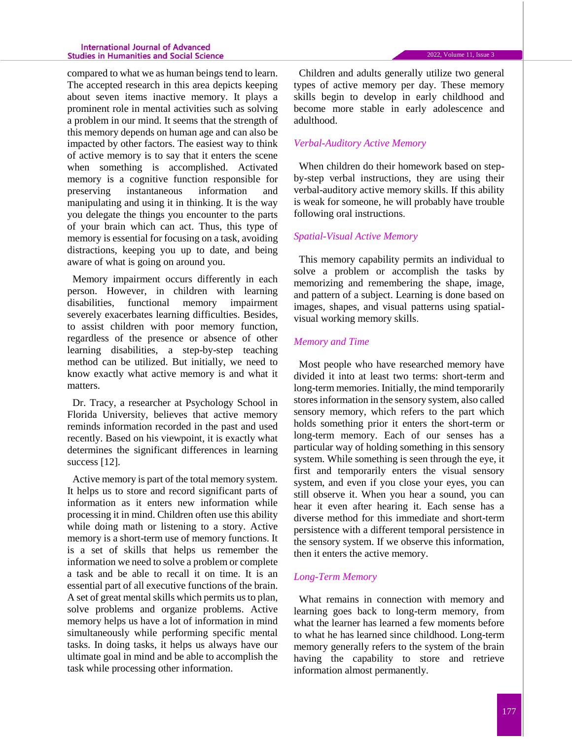compared to what we as human beings tend to learn. The accepted research in this area depicts keeping about seven items inactive memory. It plays a prominent role in mental activities such as solving a problem in our mind. It seems that the strength of this memory depends on human age and can also be impacted by other factors. The easiest way to think of active memory is to say that it enters the scene when something is accomplished. Activated memory is a cognitive function responsible for preserving instantaneous information and manipulating and using it in thinking. It is the way you delegate the things you encounter to the parts of your brain which can act. Thus, this type of memory is essential for focusing on a task, avoiding distractions, keeping you up to date, and being aware of what is going on around you.

Memory impairment occurs differently in each person. However, in children with learning disabilities, functional memory impairment severely exacerbates learning difficulties. Besides, to assist children with poor memory function, regardless of the presence or absence of other learning disabilities, a step-by-step teaching method can be utilized. But initially, we need to know exactly what active memory is and what it matters.

Dr. Tracy, a researcher at Psychology School in Florida University, believes that active memory reminds information recorded in the past and used recently. Based on his viewpoint, it is exactly what determines the significant differences in learning success [12].

Active memory is part of the total memory system. It helps us to store and record significant parts of information as it enters new information while processing it in mind. Children often use this ability while doing math or listening to a story. Active memory is a short-term use of memory functions. It is a set of skills that helps us remember the information we need to solve a problem or complete a task and be able to recall it on time. It is an essential part of all executive functions of the brain. A set of great mental skills which permits us to plan, solve problems and organize problems. Active memory helps us have a lot of information in mind simultaneously while performing specific mental tasks. In doing tasks, it helps us always have our ultimate goal in mind and be able to accomplish the task while processing other information.

Children and adults generally utilize two general types of active memory per day. These memory skills begin to develop in early childhood and become more stable in early adolescence and adulthood.

### *Verbal-Auditory Active Memory*

When children do their homework based on step-by-step verbal instructions, they are using their verbal-auditory active memory skills. If this ability is weak for someone, he will probably have trouble following oral instructions.

### *Spatial-Visual Active Memory*

This memory capability permits an individual to solve a problem or accomplish the tasks by memorizing and remembering the shape, image, and pattern of a subject. Learning is done based on images, shapes, and visual patterns using spatial-visual working memory skills.

### *Memory and Time*

Most people who have researched memory have divided it into at least two terms: short-term and long-term memories. Initially, the mind temporarily stores information in the sensory system, also called sensory memory, which refers to the part which holds something prior it enters the short-term or long-term memory. Each of our senses has a particular way of holding something in this sensory system. While something is seen through the eye, it first and temporarily enters the visual sensory system, and even if you close your eyes, you can still observe it. When you hear a sound, you can hear it even after hearing it. Each sense has a diverse method for this immediate and short-term persistence with a different temporal persistence in the sensory system. If we observe this information, then it enters the active memory.

### *Long-Term Memory*

What remains in connection with memory and learning goes back to long-term memory, from what the learner has learned a few moments before to what he has learned since childhood. Long-term memory generally refers to the system of the brain having the capability to store and retrieve information almost permanently.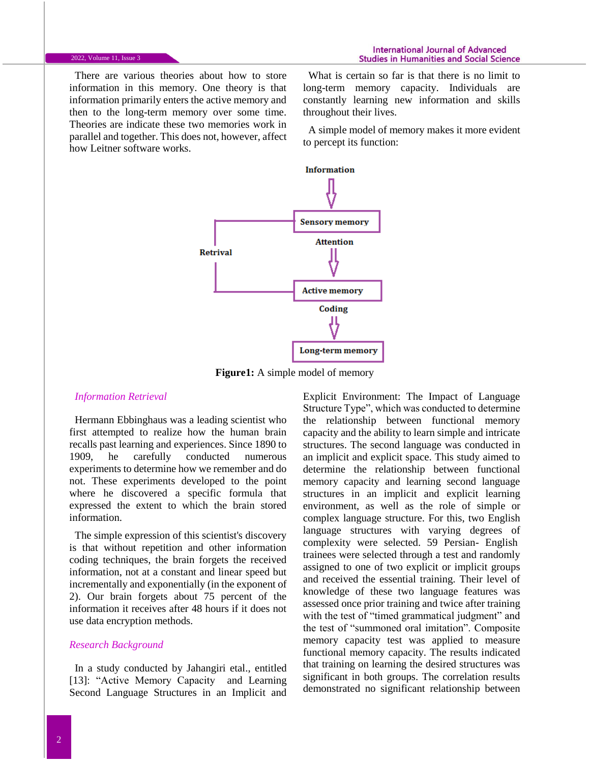There are various theories about how to store information in this memory. One theory is that information primarily enters the active memory and then to the long-term memory over some time. Theories are indicate these two memories work in parallel and together. This does not, however, affect how Leitner software works.

What is certain so far is that there is no limit to long-term memory capacity. Individuals are constantly learning new information and skills throughout their lives.

A simple model of memory makes it more evident to percept its function:

Information

Sensory memory

Attention

Active memory

Coding

Long-term memory

Retrival

**Figure1:** A simple model of memory

### *Information Retrieval*

Hermann Ebbinghaus was a leading scientist who first attempted to realize how the human brain recalls past learning and experiences. Since 1890 to 1909, he carefully conducted numerous experiments to determine how we remember and do not. These experiments developed to the point where he discovered a specific formula that expressed the extent to which the brain stored information.

The simple expression of this scientist's discovery is that without repetition and other information coding techniques, the brain forgets the received information, not at a constant and linear speed but incrementally and exponentially (in the exponent of 2). Our brain forgets about 75 percent of the information it receives after 48 hours if it does not use data encryption methods.

### *Research Background*

In a study conducted by Jahangiri etal., entitled [13]: "Active Memory Capacity and Learning Second Language Structures in an Implicit and Explicit Environment: The Impact of Language Structure Type", which was conducted to determine the relationship between functional memory capacity and the ability to learn simple and intricate structures. The second language was conducted in an implicit and explicit space. This study aimed to determine the relationship between functional memory capacity and learning second language structures in an implicit and explicit learning environment, as well as the role of simple or complex language structure. For this, two English language structures with varying degrees of complexity were selected. 59 Persian- English trainees were selected through a test and randomly assigned to one of two explicit or implicit groups and received the essential training. Their level of knowledge of these two language features was assessed once prior training and twice after training with the test of "timed grammatical judgment" and the test of "summoned oral imitation". Composite memory capacity test was applied to measure functional memory capacity. The results indicated that training on learning the desired structures was significant in both groups. The correlation results demonstrated no significant relationship between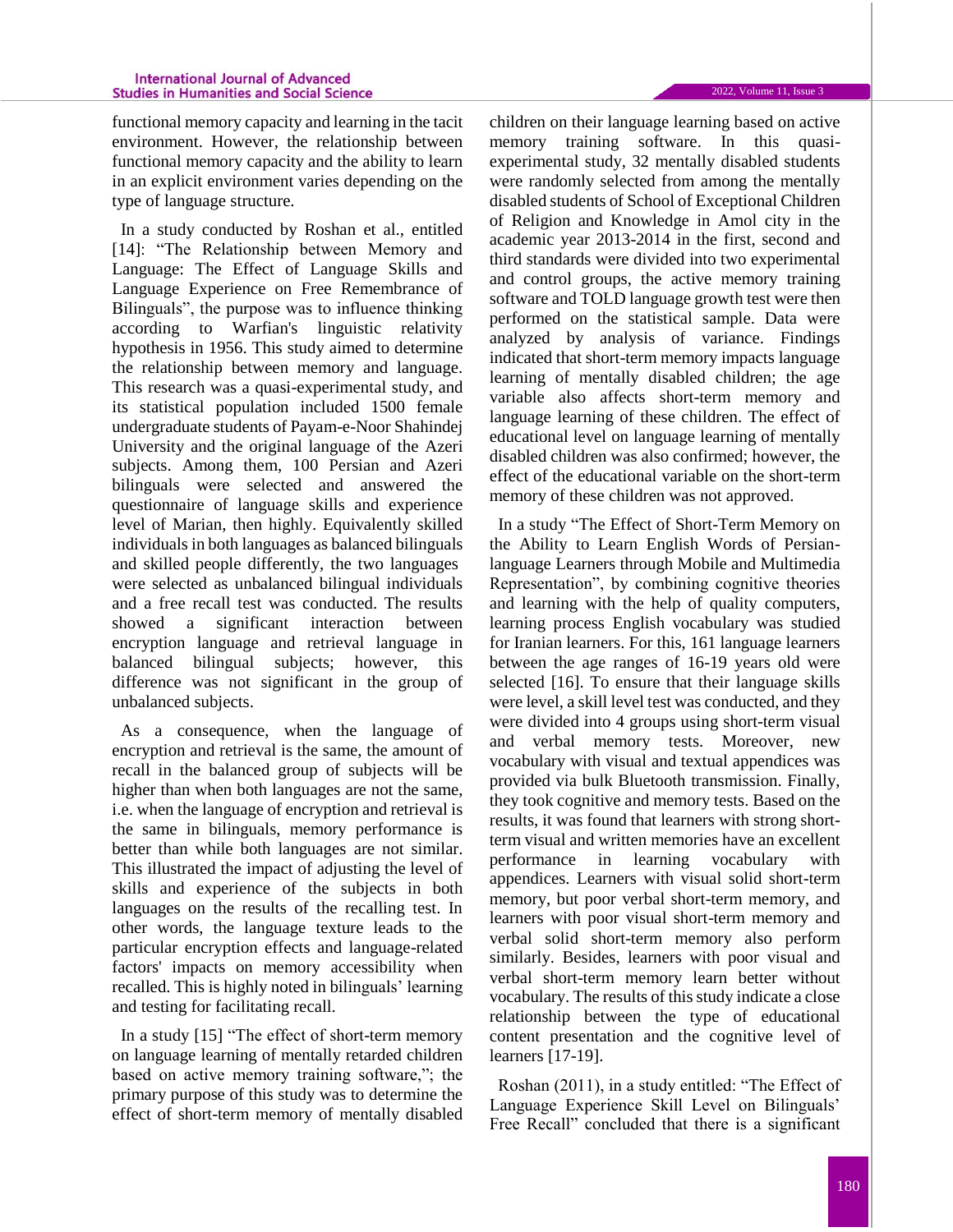functional memory capacity and learning in the tacit environment. However, the relationship between functional memory capacity and the ability to learn in an explicit environment varies depending on the type of language structure.

In a study conducted by Roshan et al., entitled [14]: "The Relationship between Memory and Language: The Effect of Language Skills and Language Experience on Free Remembrance of Bilinguals", the purpose was to influence thinking according to Warfian's linguistic relativity hypothesis in 1956. This study aimed to determine the relationship between memory and language. This research was a quasi-experimental study, and its statistical population included 1500 female undergraduate students of Payam-e-Noor Shahindej University and the original language of the Azeri subjects. Among them, 100 Persian and Azeri bilinguals were selected and answered the questionnaire of language skills and experience level of Marian, then highly. Equivalently skilled individuals in both languages as balanced bilinguals and skilled people differently, the two languages were selected as unbalanced bilingual individuals and a free recall test was conducted. The results showed a significant interaction between encryption language and retrieval language in balanced bilingual subjects; however, this difference was not significant in the group of unbalanced subjects.

As a consequence, when the language of encryption and retrieval is the same, the amount of recall in the balanced group of subjects will be higher than when both languages are not the same, i.e. when the language of encryption and retrieval is the same in bilinguals, memory performance is better than while both languages are not similar. This illustrated the impact of adjusting the level of skills and experience of the subjects in both languages on the results of the recalling test. In other words, the language texture leads to the particular encryption effects and language-related factors' impacts on memory accessibility when recalled. This is highly noted in bilinguals' learning and testing for facilitating recall.

In a study [15] "The effect of short-term memory on language learning of mentally retarded children based on active memory training software,"; the primary purpose of this study was to determine the effect of short-term memory of mentally disabled children on their language learning based on active memory training software. In this quasi-experimental study, 32 mentally disabled students were randomly selected from among the mentally disabled students of School of Exceptional Children of Religion and Knowledge in Amol city in the academic year 2013-2014 in the first, second and third standards were divided into two experimental and control groups, the active memory training software and TOLD language growth test were then performed on the statistical sample. Data were analyzed by analysis of variance. Findings indicated that short-term memory impacts language learning of mentally disabled children; the age variable also affects short-term memory and language learning of these children. The effect of educational level on language learning of mentally disabled children was also confirmed; however, the effect of the educational variable on the short-term memory of these children was not approved.

In a study "The Effect of Short-Term Memory on the Ability to Learn English Words of Persian-language Learners through Mobile and Multimedia Representation", by combining cognitive theories and learning with the help of quality computers, learning process English vocabulary was studied for Iranian learners. For this, 161 language learners between the age ranges of 16-19 years old were selected [16]. To ensure that their language skills were level, a skill level test was conducted, and they were divided into 4 groups using short-term visual and verbal memory tests. Moreover, new vocabulary with visual and textual appendices was provided via bulk Bluetooth transmission. Finally, they took cognitive and memory tests. Based on the results, it was found that learners with strong short-term visual and written memories have an excellent performance in learning vocabulary with appendices. Learners with visual solid short-term memory, but poor verbal short-term memory, and learners with poor visual short-term memory and verbal solid short-term memory also perform similarly. Besides, learners with poor visual and verbal short-term memory learn better without vocabulary. The results of this study indicate a close relationship between the type of educational content presentation and the cognitive level of learners [17-19].

Roshan (2011), in a study entitled: "The Effect of Language Experience Skill Level on Bilinguals' Free Recall" concluded that there is a significant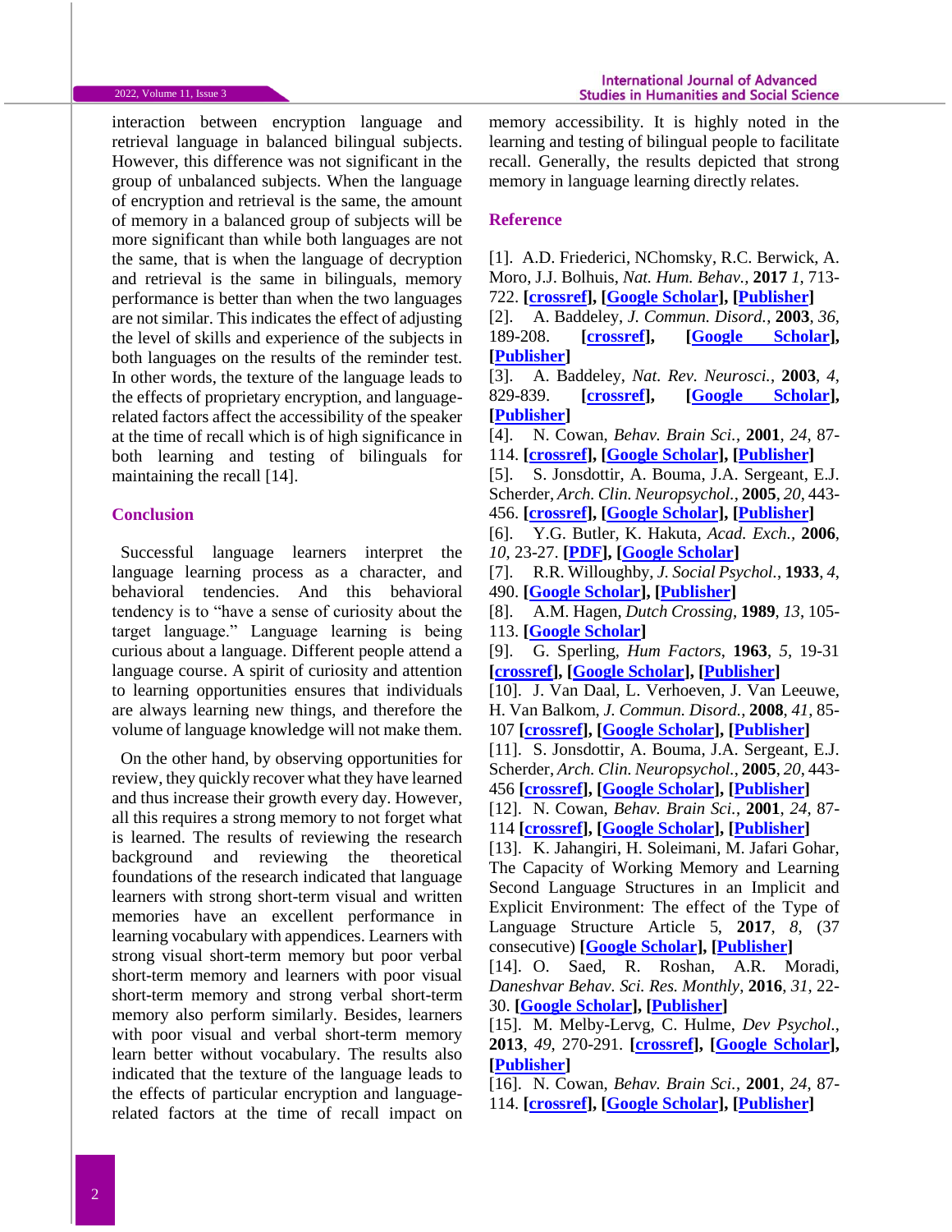interaction between encryption language and retrieval language in balanced bilingual subjects. However, this difference was not significant in the group of unbalanced subjects. When the language of encryption and retrieval is the same, the amount of memory in a balanced group of subjects will be more significant than while both languages are not the same, that is when the language of decryption and retrieval is the same in bilinguals, memory performance is better than when the two languages are not similar. This indicates the effect of adjusting the level of skills and experience of the subjects in both languages on the results of the reminder test. In other words, the texture of the language leads to the effects of proprietary encryption, and language-related factors affect the accessibility of the speaker at the time of recall which is of high significance in both learning and testing of bilinguals for maintaining the recall [14].

## Conclusion

Successful language learners interpret the language learning process as a character, and behavioral tendencies. And this behavioral tendency is to "have a sense of curiosity about the target language." Language learning is being curious about a language. Different people attend a language course. A spirit of curiosity and attention to learning opportunities ensures that individuals are always learning new things, and therefore the volume of language knowledge will not make them.

On the other hand, by observing opportunities for review, they quickly recover what they have learned and thus increase their growth every day. However, all this requires a strong memory to not forget what is learned. The results of reviewing the research background and reviewing the theoretical foundations of the research indicated that language learners with strong short-term visual and written memories have an excellent performance in learning vocabulary with appendices. Learners with strong visual short-term memory but poor verbal short-term memory and learners with poor visual short-term memory and strong verbal short-term memory also perform similarly. Besides, learners with poor visual and verbal short-term memory learn better without vocabulary. The results also indicated that the texture of the language leads to the effects of particular encryption and language-related factors at the time of recall impact on memory accessibility. It is highly noted in the learning and testing of bilingual people to facilitate recall. Generally, the results depicted that strong memory in language learning directly relates.

## Reference

[1]. A.D. Friederici, NChomsky, R.C. Berwick, A. Moro, J.J. Bolhuis, *Nat. Hum. Behav.*, **2017** *1*, 713-722. **[crossref], [Google Scholar], [Publisher]**

[2]. A. Baddeley, *J. Commun. Disord.*, **2003**, *36*, 189-208. **[crossref], [Google Scholar], [Publisher]**

[3]. A. Baddeley, *Nat. Rev. Neurosci.*, **2003**, *4*, 829-839. **[crossref], [Google Scholar], [Publisher]**

[4]. N. Cowan, *Behav. Brain Sci.*, **2001**, *24*, 87-114. **[crossref], [Google Scholar], [Publisher]**

[5]. S. Jonsdottir, A. Bouma, J.A. Sergeant, E.J. Scherder, *Arch. Clin. Neuropsychol.*, **2005**, *20*, 443-456. **[crossref], [Google Scholar], [Publisher]**

[6]. Y.G. Butler, K. Hakuta, *Acad. Exch.*, **2006**, *10*, 23-27. **[PDF], [Google Scholar]**

[7]. R.R. Willoughby, *J. Social Psychol.*, **1933**, *4*, 490. **[Google Scholar], [Publisher]**

[8]. A.M. Hagen, *Dutch Crossing*, **1989**, *13*, 105-113. **[Google Scholar]**

[9]. G. Sperling, *Hum Factors*, **1963**, *5*, 19-31 **[crossref], [Google Scholar], [Publisher]**

[10]. J. Van Daal, L. Verhoeven, J. Van Leeuwe, H. Van Balkom, *J. Commun. Disord.*, **2008**, *41*, 85-107 **[crossref], [Google Scholar], [Publisher]**

[11]. S. Jonsdottir, A. Bouma, J.A. Sergeant, E.J. Scherder, *Arch. Clin. Neuropsychol.*, **2005**, *20*, 443-456 **[crossref], [Google Scholar], [Publisher]**

[12]. N. Cowan, *Behav. Brain Sci.*, **2001**, *24*, 87-114 **[crossref], [Google Scholar], [Publisher]**

[13]. K. Jahangiri, H. Soleimani, M. Jafari Gohar, The Capacity of Working Memory and Learning Second Language Structures in an Implicit and Explicit Environment: The effect of the Type of Language Structure Article 5, **2017**, *8*, (37 consecutive) **[Google Scholar], [Publisher]**

[14]. O. Saed, R. Roshan, A.R. Moradi, *Daneshvar Behav. Sci. Res. Monthly*, **2016**, *31*, 22-30. **[Google Scholar], [Publisher]**

[15]. M. Melby-Lervg, C. Hulme, *Dev Psychol.*, **2013**, *49*, 270-291. **[crossref], [Google Scholar], [Publisher]**

[16]. N. Cowan, *Behav. Brain Sci.*, **2001**, *24*, 87-114. **[crossref], [Google Scholar], [Publisher]**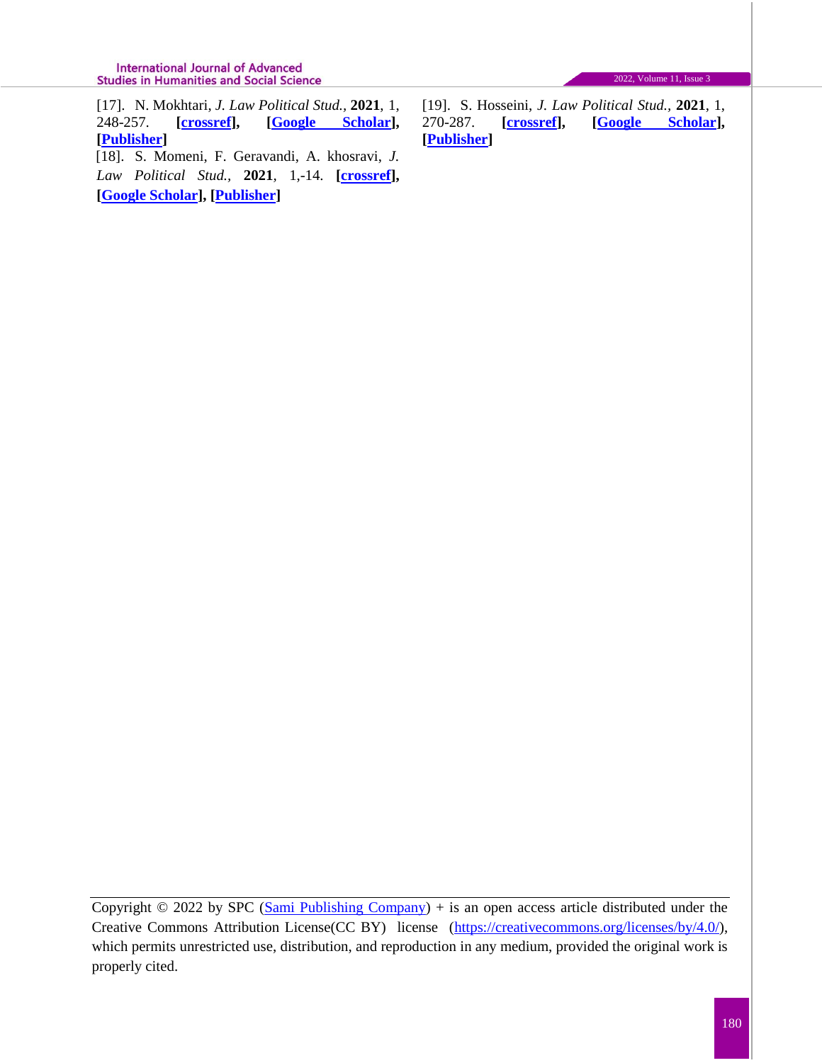[17]. N. Mokhtari, *J. Law Political Stud.*, **2021**, 1, 248-257. **[crossref], [Google Scholar], [Publisher]**

[18]. S. Momeni, F. Geravandi, A. khosravi, *J. Law Political Stud.*, **2021**, 1,-14. **[crossref], [Google Scholar], [Publisher]**

[19]. S. Hosseini, *J. Law Political Stud.*, **2021**, 1, 270-287. **[crossref], [Google Scholar], [Publisher]**

---

Copyright © 2022 by SPC (Sami Publishing Company) + is an open access article distributed under the Creative Commons Attribution License(CC BY) license (https://creativecommons.org/licenses/by/4.0/), which permits unrestricted use, distribution, and reproduction in any medium, provided the original work is properly cited.